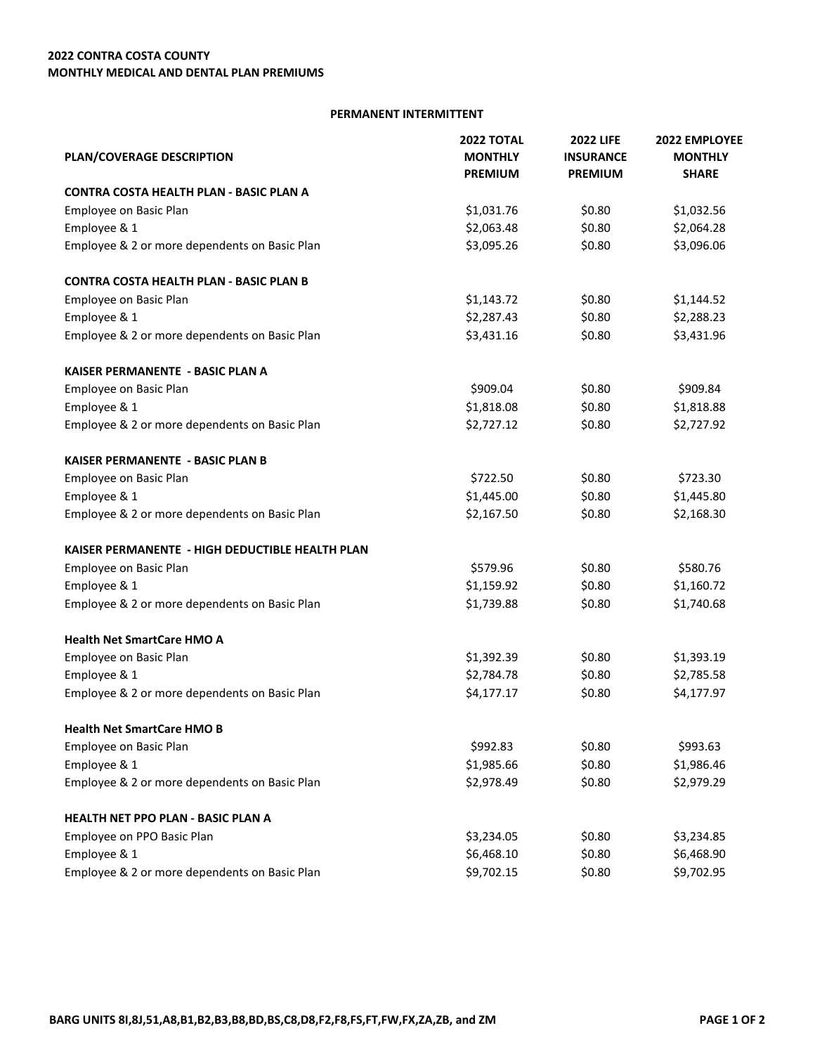**2022 CONTRA COSTA COUNTY**
**MONTHLY MEDICAL AND DENTAL PLAN PREMIUMS**

**PERMANENT INTERMITTENT**

| PLAN/COVERAGE DESCRIPTION | 2022 TOTAL MONTHLY PREMIUM | 2022 LIFE INSURANCE PREMIUM | 2022 EMPLOYEE MONTHLY SHARE |
|---|---|---|---|
| **CONTRA COSTA HEALTH PLAN - BASIC PLAN A** | | | |
| Employee on Basic Plan | $1,031.76 | $0.80 | $1,032.56 |
| Employee & 1 | $2,063.48 | $0.80 | $2,064.28 |
| Employee & 2 or more dependents on Basic Plan | $3,095.26 | $0.80 | $3,096.06 |
| **CONTRA COSTA HEALTH PLAN - BASIC PLAN B** | | | |
| Employee on Basic Plan | $1,143.72 | $0.80 | $1,144.52 |
| Employee & 1 | $2,287.43 | $0.80 | $2,288.23 |
| Employee & 2 or more dependents on Basic Plan | $3,431.16 | $0.80 | $3,431.96 |
| **KAISER PERMANENTE - BASIC PLAN A** | | | |
| Employee on Basic Plan | $909.04 | $0.80 | $909.84 |
| Employee & 1 | $1,818.08 | $0.80 | $1,818.88 |
| Employee & 2 or more dependents on Basic Plan | $2,727.12 | $0.80 | $2,727.92 |
| **KAISER PERMANENTE - BASIC PLAN B** | | | |
| Employee on Basic Plan | $722.50 | $0.80 | $723.30 |
| Employee & 1 | $1,445.00 | $0.80 | $1,445.80 |
| Employee & 2 or more dependents on Basic Plan | $2,167.50 | $0.80 | $2,168.30 |
| **KAISER PERMANENTE - HIGH DEDUCTIBLE HEALTH PLAN** | | | |
| Employee on Basic Plan | $579.96 | $0.80 | $580.76 |
| Employee & 1 | $1,159.92 | $0.80 | $1,160.72 |
| Employee & 2 or more dependents on Basic Plan | $1,739.88 | $0.80 | $1,740.68 |
| **Health Net SmartCare HMO A** | | | |
| Employee on Basic Plan | $1,392.39 | $0.80 | $1,393.19 |
| Employee & 1 | $2,784.78 | $0.80 | $2,785.58 |
| Employee & 2 or more dependents on Basic Plan | $4,177.17 | $0.80 | $4,177.97 |
| **Health Net SmartCare HMO B** | | | |
| Employee on Basic Plan | $992.83 | $0.80 | $993.63 |
| Employee & 1 | $1,985.66 | $0.80 | $1,986.46 |
| Employee & 2 or more dependents on Basic Plan | $2,978.49 | $0.80 | $2,979.29 |
| **HEALTH NET PPO PLAN - BASIC PLAN A** | | | |
| Employee on PPO Basic Plan | $3,234.05 | $0.80 | $3,234.85 |
| Employee & 1 | $6,468.10 | $0.80 | $6,468.90 |
| Employee & 2 or more dependents on Basic Plan | $9,702.15 | $0.80 | $9,702.95 |

**BARG UNITS 8I,8J,51,A8,B1,B2,B3,B8,BD,BS,C8,D8,F2,F8,FS,FT,FW,FX,ZA,ZB, and ZM**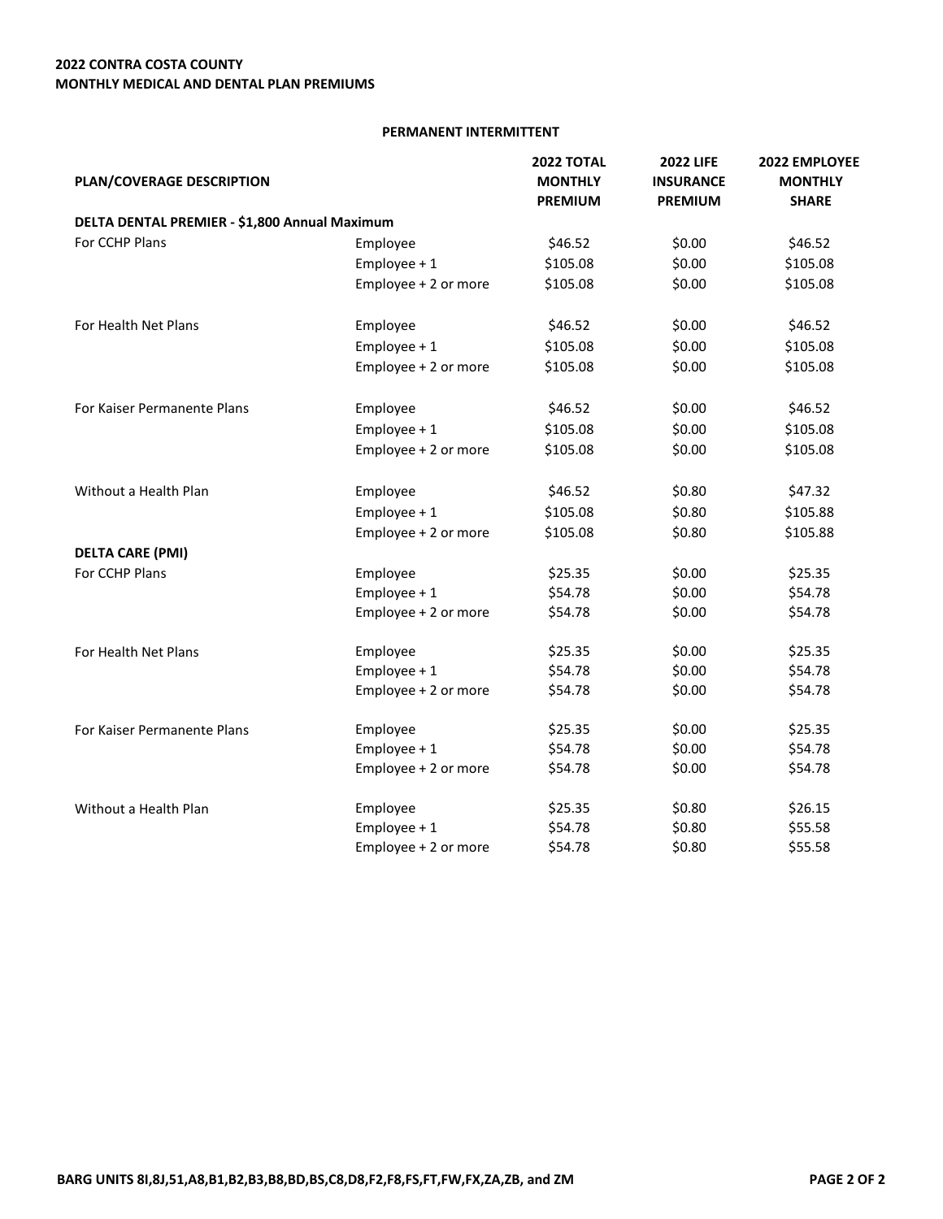**2022 CONTRA COSTA COUNTY**
**MONTHLY MEDICAL AND DENTAL PLAN PREMIUMS**

**PERMANENT INTERMITTENT**

| PLAN/COVERAGE DESCRIPTION | | 2022 TOTAL MONTHLY PREMIUM | 2022 LIFE INSURANCE PREMIUM | 2022 EMPLOYEE MONTHLY SHARE |
|---|---|---|---|---|
| **DELTA DENTAL PREMIER - $1,800 Annual Maximum** | | | | |
| For CCHP Plans | Employee | $46.52 | $0.00 | $46.52 |
| | Employee + 1 | $105.08 | $0.00 | $105.08 |
| | Employee + 2 or more | $105.08 | $0.00 | $105.08 |
| For Health Net Plans | Employee | $46.52 | $0.00 | $46.52 |
| | Employee + 1 | $105.08 | $0.00 | $105.08 |
| | Employee + 2 or more | $105.08 | $0.00 | $105.08 |
| For Kaiser Permanente Plans | Employee | $46.52 | $0.00 | $46.52 |
| | Employee + 1 | $105.08 | $0.00 | $105.08 |
| | Employee + 2 or more | $105.08 | $0.00 | $105.08 |
| Without a Health Plan | Employee | $46.52 | $0.80 | $47.32 |
| | Employee + 1 | $105.08 | $0.80 | $105.88 |
| | Employee + 2 or more | $105.08 | $0.80 | $105.88 |
| **DELTA CARE (PMI)** | | | | |
| For CCHP Plans | Employee | $25.35 | $0.00 | $25.35 |
| | Employee + 1 | $54.78 | $0.00 | $54.78 |
| | Employee + 2 or more | $54.78 | $0.00 | $54.78 |
| For Health Net Plans | Employee | $25.35 | $0.00 | $25.35 |
| | Employee + 1 | $54.78 | $0.00 | $54.78 |
| | Employee + 2 or more | $54.78 | $0.00 | $54.78 |
| For Kaiser Permanente Plans | Employee | $25.35 | $0.00 | $25.35 |
| | Employee + 1 | $54.78 | $0.00 | $54.78 |
| | Employee + 2 or more | $54.78 | $0.00 | $54.78 |
| Without a Health Plan | Employee | $25.35 | $0.80 | $26.15 |
| | Employee + 1 | $54.78 | $0.80 | $55.58 |
| | Employee + 2 or more | $54.78 | $0.80 | $55.58 |

**BARG UNITS 8I,8J,51,A8,B1,B2,B3,B8,BD,BS,C8,D8,F2,F8,FS,FT,FW,FX,ZA,ZB, and ZM**